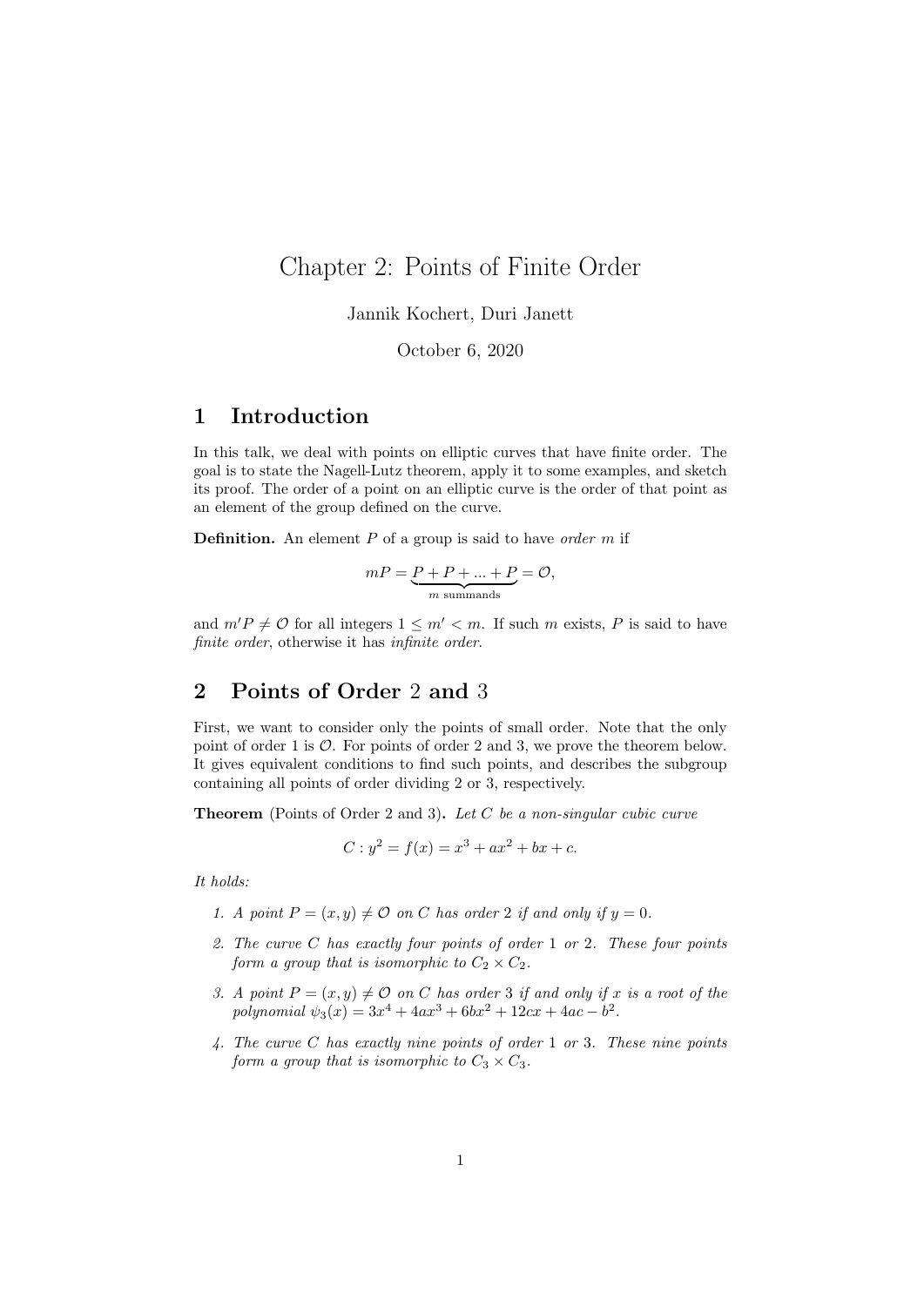// Chapter 2: Points of Finite Order

Jannik Kochert, Duri Janett

October 6, 2020

## 1 Introduction

In this talk, we deal with points on elliptic curves that have finite order. The goal is to state the Nagell-Lutz theorem, apply it to some examples, and sketch its proof. The order of a point on an elliptic curve is the order of that point as an element of the group defined on the curve.

**Definition.** An element $P$ of a group is said to have *order* $m$ if

$$mP = \underbrace{P + P + ... + P}_{m \text{ summands}} = \mathcal{O},$$

and $m'P \neq \mathcal{O}$ for all integers $1 \leq m' < m$. If such $m$ exists, $P$ is said to have *finite order*, otherwise it has *infinite order*.

## 2 Points of Order 2 and 3

First, we want to consider only the points of small order. Note that the only point of order 1 is $\mathcal{O}$. For points of order 2 and 3, we prove the theorem below. It gives equivalent conditions to find such points, and describes the subgroup containing all points of order dividing 2 or 3, respectively.

**Theorem** (Points of Order 2 and 3)**.** *Let $C$ be a non-singular cubic curve*

$$C : y^2 = f(x) = x^3 + ax^2 + bx + c.$$

*It holds:*

1. *A point $P = (x, y) \neq \mathcal{O}$ on $C$ has order 2 if and only if $y = 0$.*
2. *The curve $C$ has exactly four points of order 1 or 2. These four points form a group that is isomorphic to $C_2 \times C_2$.*
3. *A point $P = (x, y) \neq \mathcal{O}$ on $C$ has order 3 if and only if $x$ is a root of the polynomial $\psi_3(x) = 3x^4 + 4ax^3 + 6bx^2 + 12cx + 4ac - b^2$.*
4. *The curve $C$ has exactly nine points of order 1 or 3. These nine points form a group that is isomorphic to $C_3 \times C_3$.*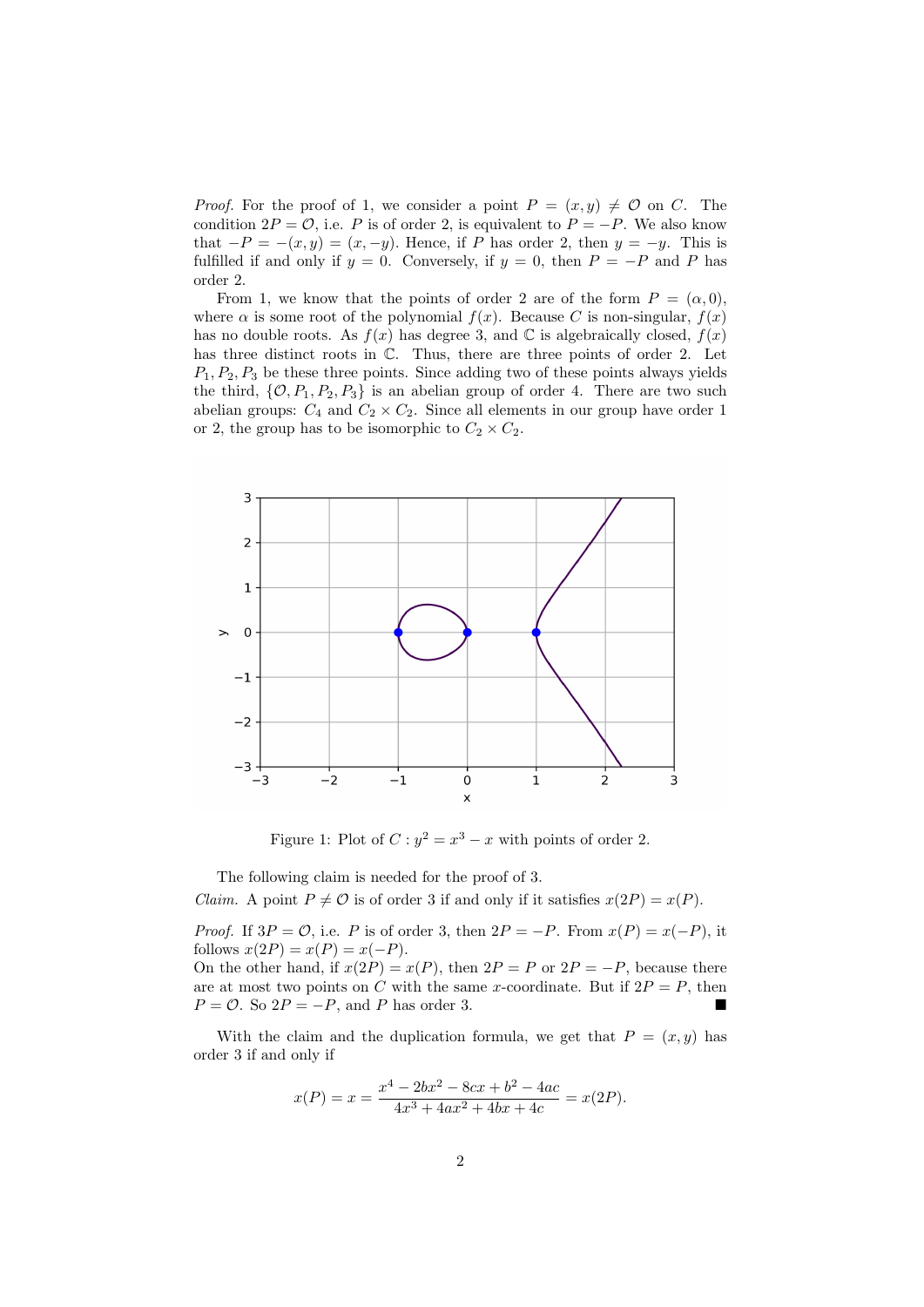*Proof.* For the proof of 1, we consider a point $P = (x, y) \neq \mathcal{O}$ on $C$. The condition $2P = \mathcal{O}$, i.e. $P$ is of order 2, is equivalent to $P = -P$. We also know that $-P = -(x, y) = (x, -y)$. Hence, if $P$ has order 2, then $y = -y$. This is fulfilled if and only if $y = 0$. Conversely, if $y = 0$, then $P = -P$ and $P$ has order 2.

From 1, we know that the points of order 2 are of the form $P = (\alpha, 0)$, where $\alpha$ is some root of the polynomial $f(x)$. Because $C$ is non-singular, $f(x)$ has no double roots. As $f(x)$ has degree 3, and $\mathbb{C}$ is algebraically closed, $f(x)$ has three distinct roots in $\mathbb{C}$. Thus, there are three points of order 2. Let $P_1, P_2, P_3$ be these three points. Since adding two of these points always yields the third, $\{\mathcal{O}, P_1, P_2, P_3\}$ is an abelian group of order 4. There are two such abelian groups: $C_4$ and $C_2 \times C_2$. Since all elements in our group have order 1 or 2, the group has to be isomorphic to $C_2 \times C_2$.

Figure 1: Plot of $C : y^2 = x^3 - x$ with points of order 2.

The following claim is needed for the proof of 3.

*Claim.* A point $P \neq \mathcal{O}$ is of order 3 if and only if it satisfies $x(2P) = x(P)$.

*Proof.* If $3P = \mathcal{O}$, i.e. $P$ is of order 3, then $2P = -P$. From $x(P) = x(-P)$, it follows $x(2P) = x(P) = x(-P)$.
On the other hand, if $x(2P) = x(P)$, then $2P = P$ or $2P = -P$, because there are at most two points on $C$ with the same $x$-coordinate. But if $2P = P$, then $P = \mathcal{O}$. So $2P = -P$, and $P$ has order 3. ■

With the claim and the duplication formula, we get that $P = (x, y)$ has order 3 if and only if

$$x(P) = x = \frac{x^4 - 2bx^2 - 8cx + b^2 - 4ac}{4x^3 + 4ax^2 + 4bx + 4c} = x(2P).$$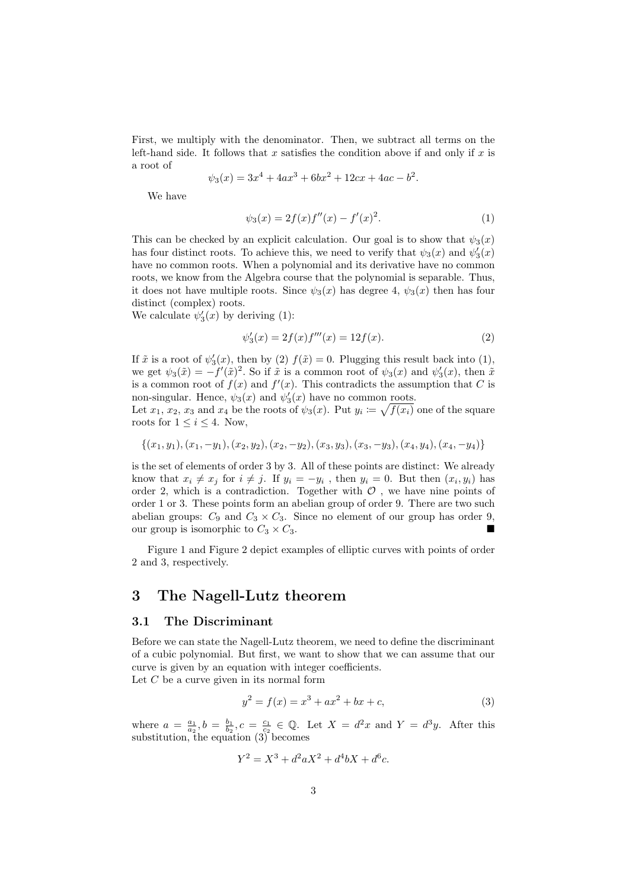First, we multiply with the denominator. Then, we subtract all terms on the left-hand side. It follows that $x$ satisfies the condition above if and only if $x$ is a root of

$$\psi_3(x) = 3x^4 + 4ax^3 + 6bx^2 + 12cx + 4ac - b^2.$$

We have

$$\psi_3(x) = 2f(x)f''(x) - f'(x)^2. \tag{1}$$

This can be checked by an explicit calculation. Our goal is to show that $\psi_3(x)$ has four distinct roots. To achieve this, we need to verify that $\psi_3(x)$ and $\psi_3'(x)$ have no common roots. When a polynomial and its derivative have no common roots, we know from the Algebra course that the polynomial is separable. Thus, it does not have multiple roots. Since $\psi_3(x)$ has degree 4, $\psi_3(x)$ then has four distinct (complex) roots.
We calculate $\psi_3'(x)$ by deriving (1):

$$\psi_3'(x) = 2f(x)f'''(x) = 12f(x). \tag{2}$$

If $\tilde{x}$ is a root of $\psi_3'(x)$, then by (2) $f(\tilde{x}) = 0$. Plugging this result back into (1), we get $\psi_3(\tilde{x}) = -f'(\tilde{x})^2$. So if $\tilde{x}$ is a common root of $\psi_3(x)$ and $\psi_3'(x)$, then $\tilde{x}$ is a common root of $f(x)$ and $f'(x)$. This contradicts the assumption that $C$ is non-singular. Hence, $\psi_3(x)$ and $\psi_3'(x)$ have no common roots.
Let $x_1$, $x_2$, $x_3$ and $x_4$ be the roots of $\psi_3(x)$. Put $y_i \coloneqq \sqrt{f(x_i)}$ one of the square roots for $1 \leq i \leq 4$. Now,

$$\{(x_1, y_1), (x_1, -y_1), (x_2, y_2), (x_2, -y_2), (x_3, y_3), (x_3, -y_3), (x_4, y_4), (x_4, -y_4)\}$$

is the set of elements of order 3 by 3. All of these points are distinct: We already know that $x_i \neq x_j$ for $i \neq j$. If $y_i = -y_i$, then $y_i = 0$. But then $(x_i, y_i)$ has order 2, which is a contradiction. Together with $\mathcal{O}$, we have nine points of order 1 or 3. These points form an abelian group of order 9. There are two such abelian groups: $C_9$ and $C_3 \times C_3$. Since no element of our group has order 9, our group is isomorphic to $C_3 \times C_3$. ■

Figure 1 and Figure 2 depict examples of elliptic curves with points of order 2 and 3, respectively.

## 3 The Nagell-Lutz theorem

### 3.1 The Discriminant

Before we can state the Nagell-Lutz theorem, we need to define the discriminant of a cubic polynomial. But first, we want to show that we can assume that our curve is given by an equation with integer coefficients.
Let $C$ be a curve given in its normal form

$$y^2 = f(x) = x^3 + ax^2 + bx + c, \tag{3}$$

where $a = \frac{a_1}{a_2}, b = \frac{b_1}{b_2}, c = \frac{c_1}{c_2} \in \mathbb{Q}$. Let $X = d^2x$ and $Y = d^3y$. After this substitution, the equation (3) becomes

$$Y^2 = X^3 + d^2aX^2 + d^4bX + d^6c.$$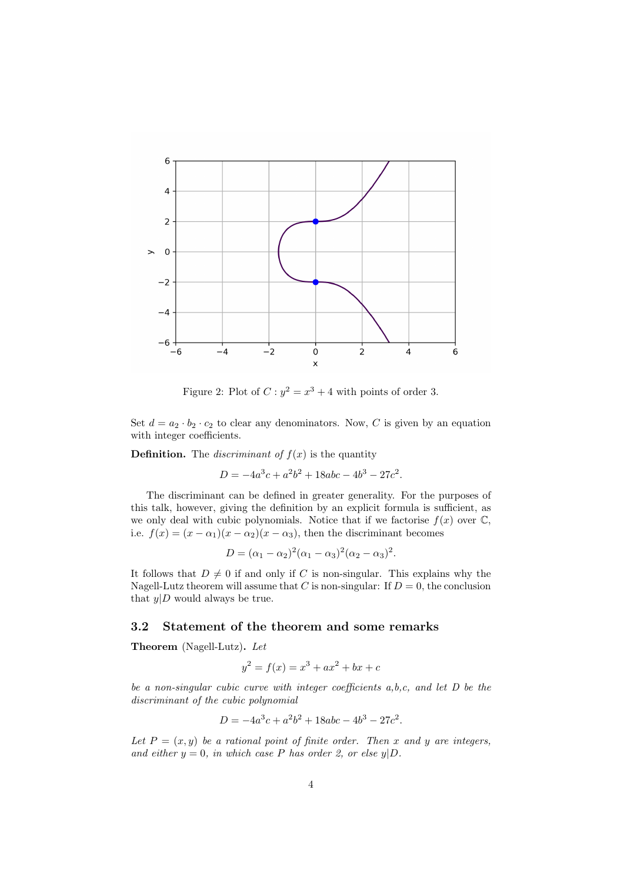Figure 2: Plot of $C : y^2 = x^3 + 4$ with points of order 3.

Set $d = a_2 \cdot b_2 \cdot c_2$ to clear any denominators. Now, $C$ is given by an equation with integer coefficients.

**Definition.** The *discriminant of* $f(x)$ is the quantity

$$D = -4a^3c + a^2b^2 + 18abc - 4b^3 - 27c^2.$$

The discriminant can be defined in greater generality. For the purposes of this talk, however, giving the definition by an explicit formula is sufficient, as we only deal with cubic polynomials. Notice that if we factorise $f(x)$ over $\mathbb{C}$, i.e. $f(x) = (x - \alpha_1)(x - \alpha_2)(x - \alpha_3)$, then the discriminant becomes

$$D = (\alpha_1 - \alpha_2)^2(\alpha_1 - \alpha_3)^2(\alpha_2 - \alpha_3)^2.$$

It follows that $D \neq 0$ if and only if $C$ is non-singular. This explains why the Nagell-Lutz theorem will assume that $C$ is non-singular: If $D = 0$, the conclusion that $y|D$ would always be true.

## 3.2 Statement of the theorem and some remarks

**Theorem** (Nagell-Lutz)**.** *Let*

$$y^2 = f(x) = x^3 + ax^2 + bx + c$$

*be a non-singular cubic curve with integer coefficients a,b,c, and let $D$ be the discriminant of the cubic polynomial*

$$D = -4a^3c + a^2b^2 + 18abc - 4b^3 - 27c^2.$$

*Let $P = (x, y)$ be a rational point of finite order. Then $x$ and $y$ are integers, and either $y = 0$, in which case $P$ has order 2, or else $y|D$.*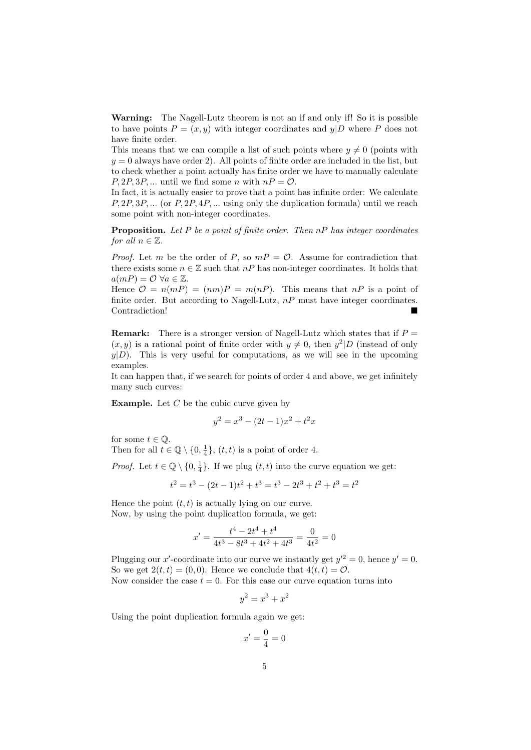**Warning:** The Nagell-Lutz theorem is not an if and only if! So it is possible to have points $P = (x, y)$ with integer coordinates and $y|D$ where $P$ does not have finite order.
This means that we can compile a list of such points where $y \neq 0$ (points with $y = 0$ always have order 2). All points of finite order are included in the list, but to check whether a point actually has finite order we have to manually calculate $P, 2P, 3P, ...$ until we find some $n$ with $nP = \mathcal{O}$.
In fact, it is actually easier to prove that a point has infinite order: We calculate $P, 2P, 3P, ...$ (or $P, 2P, 4P, ...$ using only the duplication formula) until we reach some point with non-integer coordinates.

**Proposition.** *Let $P$ be a point of finite order. Then $nP$ has integer coordinates for all $n \in \mathbb{Z}$.*

*Proof.* Let $m$ be the order of $P$, so $mP = \mathcal{O}$. Assume for contradiction that there exists some $n \in \mathbb{Z}$ such that $nP$ has non-integer coordinates. It holds that $a(mP) = \mathcal{O}\ \forall a \in \mathbb{Z}$.
Hence $\mathcal{O} = n(mP) = (nm)P = m(nP)$. This means that $nP$ is a point of finite order. But according to Nagell-Lutz, $nP$ must have integer coordinates. Contradiction! ∎

**Remark:** There is a stronger version of Nagell-Lutz which states that if $P = (x, y)$ is a rational point of finite order with $y \neq 0$, then $y^2|D$ (instead of only $y|D$). This is very useful for computations, as we will see in the upcoming examples.
It can happen that, if we search for points of order 4 and above, we get infinitely many such curves:

**Example.** Let $C$ be the cubic curve given by

$$y^2 = x^3 - (2t - 1)x^2 + t^2 x$$

for some $t \in \mathbb{Q}$.
Then for all $t \in \mathbb{Q} \setminus \{0, \frac{1}{4}\}$, $(t, t)$ is a point of order 4.

*Proof.* Let $t \in \mathbb{Q} \setminus \{0, \frac{1}{4}\}$. If we plug $(t, t)$ into the curve equation we get:

$$t^2 = t^3 - (2t - 1)t^2 + t^3 = t^3 - 2t^3 + t^2 + t^3 = t^2$$

Hence the point $(t, t)$ is actually lying on our curve.
Now, by using the point duplication formula, we get:

$$x' = \frac{t^4 - 2t^4 + t^4}{4t^3 - 8t^3 + 4t^2 + 4t^3} = \frac{0}{4t^2} = 0$$

Plugging our $x'$-coordinate into our curve we instantly get $y'^2 = 0$, hence $y' = 0$. So we get $2(t, t) = (0, 0)$. Hence we conclude that $4(t, t) = \mathcal{O}$.
Now consider the case $t = 0$. For this case our curve equation turns into

$$y^2 = x^3 + x^2$$

Using the point duplication formula again we get:

$$x' = \frac{0}{4} = 0$$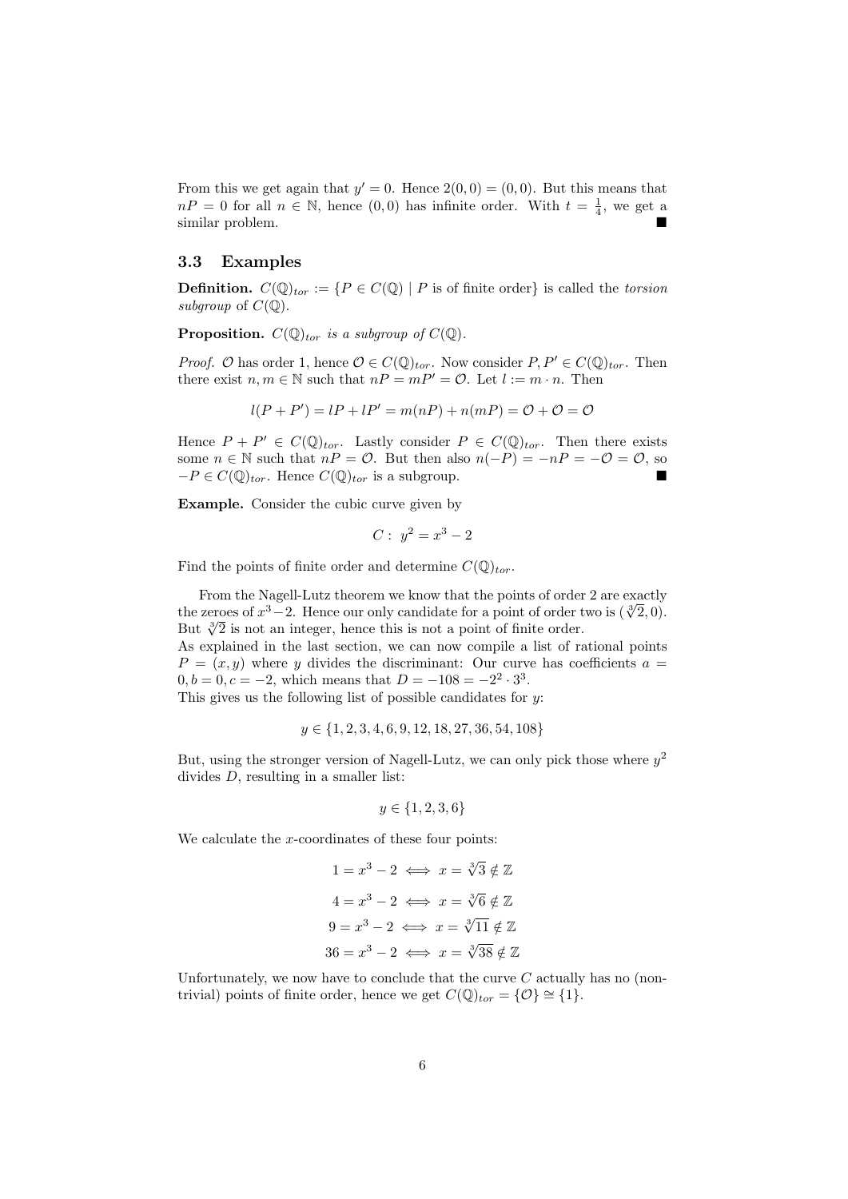From this we get again that $y' = 0$. Hence $2(0,0) = (0,0)$. But this means that $nP = 0$ for all $n \in \mathbb{N}$, hence $(0,0)$ has infinite order. With $t = \frac{1}{4}$, we get a similar problem. ∎

### 3.3 Examples

**Definition.** $C(\mathbb{Q})_{tor} := \{P \in C(\mathbb{Q}) \mid P \text{ is of finite order}\}$ is called the *torsion subgroup* of $C(\mathbb{Q})$.

**Proposition.** *$C(\mathbb{Q})_{tor}$ is a subgroup of $C(\mathbb{Q})$.*

*Proof.* $\mathcal{O}$ has order 1, hence $\mathcal{O} \in C(\mathbb{Q})_{tor}$. Now consider $P, P' \in C(\mathbb{Q})_{tor}$. Then there exist $n, m \in \mathbb{N}$ such that $nP = mP' = \mathcal{O}$. Let $l := m \cdot n$. Then

$$l(P + P') = lP + lP' = m(nP) + n(mP) = \mathcal{O} + \mathcal{O} = \mathcal{O}$$

Hence $P + P' \in C(\mathbb{Q})_{tor}$. Lastly consider $P \in C(\mathbb{Q})_{tor}$. Then there exists some $n \in \mathbb{N}$ such that $nP = \mathcal{O}$. But then also $n(-P) = -nP = -\mathcal{O} = \mathcal{O}$, so $-P \in C(\mathbb{Q})_{tor}$. Hence $C(\mathbb{Q})_{tor}$ is a subgroup. ∎

**Example.** Consider the cubic curve given by

$$C: \; y^2 = x^3 - 2$$

Find the points of finite order and determine $C(\mathbb{Q})_{tor}$.

From the Nagell-Lutz theorem we know that the points of order 2 are exactly the zeroes of $x^3 - 2$. Hence our only candidate for a point of order two is $(\sqrt[3]{2}, 0)$. But $\sqrt[3]{2}$ is not an integer, hence this is not a point of finite order.
As explained in the last section, we can now compile a list of rational points $P = (x, y)$ where $y$ divides the discriminant: Our curve has coefficients $a = 0, b = 0, c = -2$, which means that $D = -108 = -2^2 \cdot 3^3$.
This gives us the following list of possible candidates for $y$:

$$y \in \{1, 2, 3, 4, 6, 9, 12, 18, 27, 36, 54, 108\}$$

But, using the stronger version of Nagell-Lutz, we can only pick those where $y^2$ divides $D$, resulting in a smaller list:

$$y \in \{1, 2, 3, 6\}$$

We calculate the $x$-coordinates of these four points:

$$1 = x^3 - 2 \iff x = \sqrt[3]{3} \notin \mathbb{Z}$$

$$4 = x^3 - 2 \iff x = \sqrt[3]{6} \notin \mathbb{Z}$$

$$9 = x^3 - 2 \iff x = \sqrt[3]{11} \notin \mathbb{Z}$$

$$36 = x^3 - 2 \iff x = \sqrt[3]{38} \notin \mathbb{Z}$$

Unfortunately, we now have to conclude that the curve $C$ actually has no (non-trivial) points of finite order, hence we get $C(\mathbb{Q})_{tor} = \{\mathcal{O}\} \cong \{1\}$.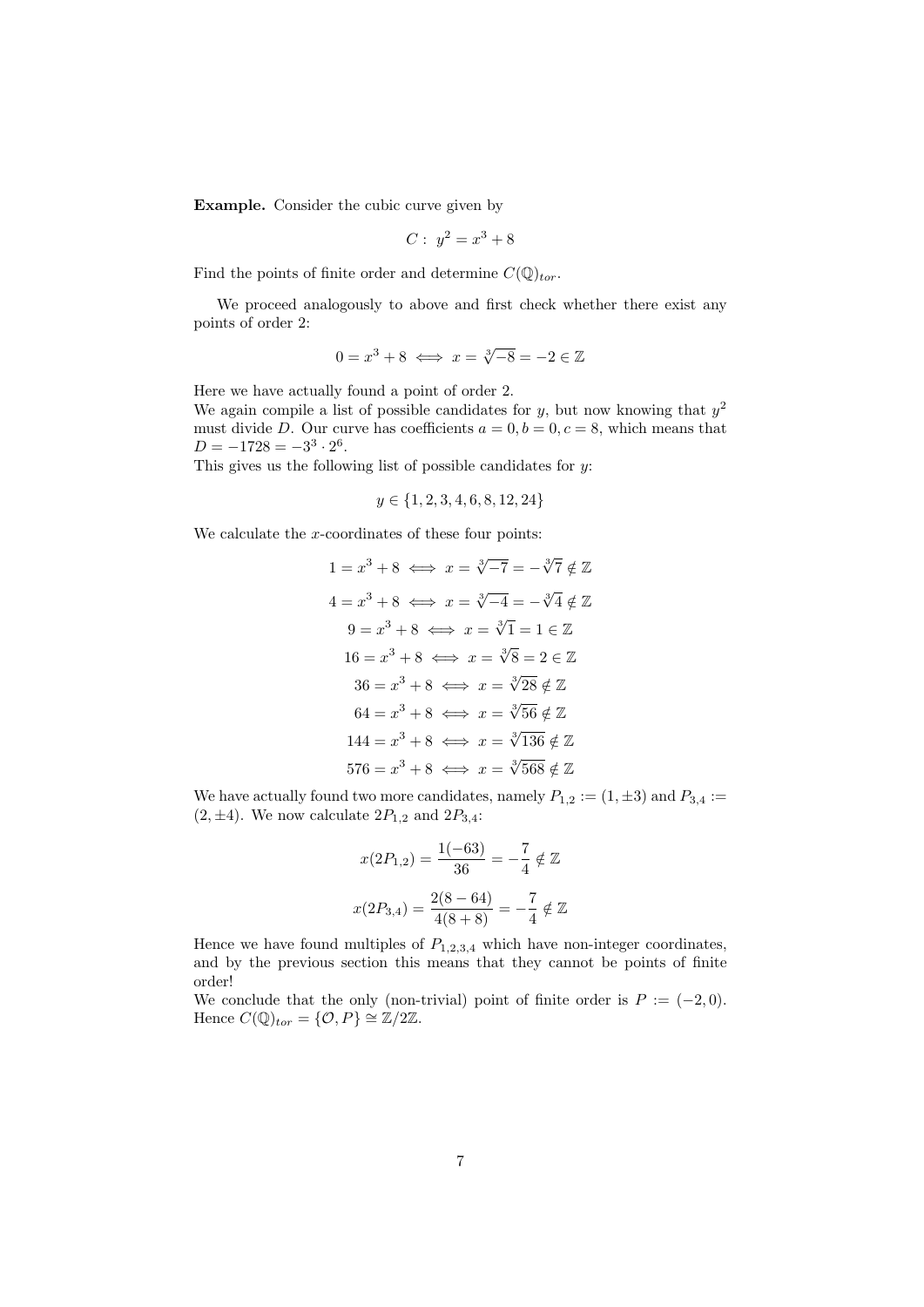**Example.** Consider the cubic curve given by

$$C: \; y^2 = x^3 + 8$$

Find the points of finite order and determine $C(\mathbb{Q})_{tor}$.

We proceed analogously to above and first check whether there exist any points of order 2:

$$0 = x^3 + 8 \iff x = \sqrt[3]{-8} = -2 \in \mathbb{Z}$$

Here we have actually found a point of order 2.
We again compile a list of possible candidates for $y$, but now knowing that $y^2$ must divide $D$. Our curve has coefficients $a = 0, b = 0, c = 8$, which means that $D = -1728 = -3^3 \cdot 2^6$.
This gives us the following list of possible candidates for $y$:

$$y \in \{1, 2, 3, 4, 6, 8, 12, 24\}$$

We calculate the $x$-coordinates of these four points:

$$1 = x^3 + 8 \iff x = \sqrt[3]{-7} = -\sqrt[3]{7} \notin \mathbb{Z}$$

$$4 = x^3 + 8 \iff x = \sqrt[3]{-4} = -\sqrt[3]{4} \notin \mathbb{Z}$$

$$9 = x^3 + 8 \iff x = \sqrt[3]{1} = 1 \in \mathbb{Z}$$

$$16 = x^3 + 8 \iff x = \sqrt[3]{8} = 2 \in \mathbb{Z}$$

$$36 = x^3 + 8 \iff x = \sqrt[3]{28} \notin \mathbb{Z}$$

$$64 = x^3 + 8 \iff x = \sqrt[3]{56} \notin \mathbb{Z}$$

$$144 = x^3 + 8 \iff x = \sqrt[3]{136} \notin \mathbb{Z}$$

$$576 = x^3 + 8 \iff x = \sqrt[3]{568} \notin \mathbb{Z}$$

We have actually found two more candidates, namely $P_{1,2} := (1, \pm 3)$ and $P_{3,4} := (2, \pm 4)$. We now calculate $2P_{1,2}$ and $2P_{3,4}$:

$$x(2P_{1,2}) = \frac{1(-63)}{36} = -\frac{7}{4} \notin \mathbb{Z}$$

$$x(2P_{3,4}) = \frac{2(8-64)}{4(8+8)} = -\frac{7}{4} \notin \mathbb{Z}$$

Hence we have found multiples of $P_{1,2,3,4}$ which have non-integer coordinates, and by the previous section this means that they cannot be points of finite order!
We conclude that the only (non-trivial) point of finite order is $P := (-2, 0)$. Hence $C(\mathbb{Q})_{tor} = \{\mathcal{O}, P\} \cong \mathbb{Z}/2\mathbb{Z}$.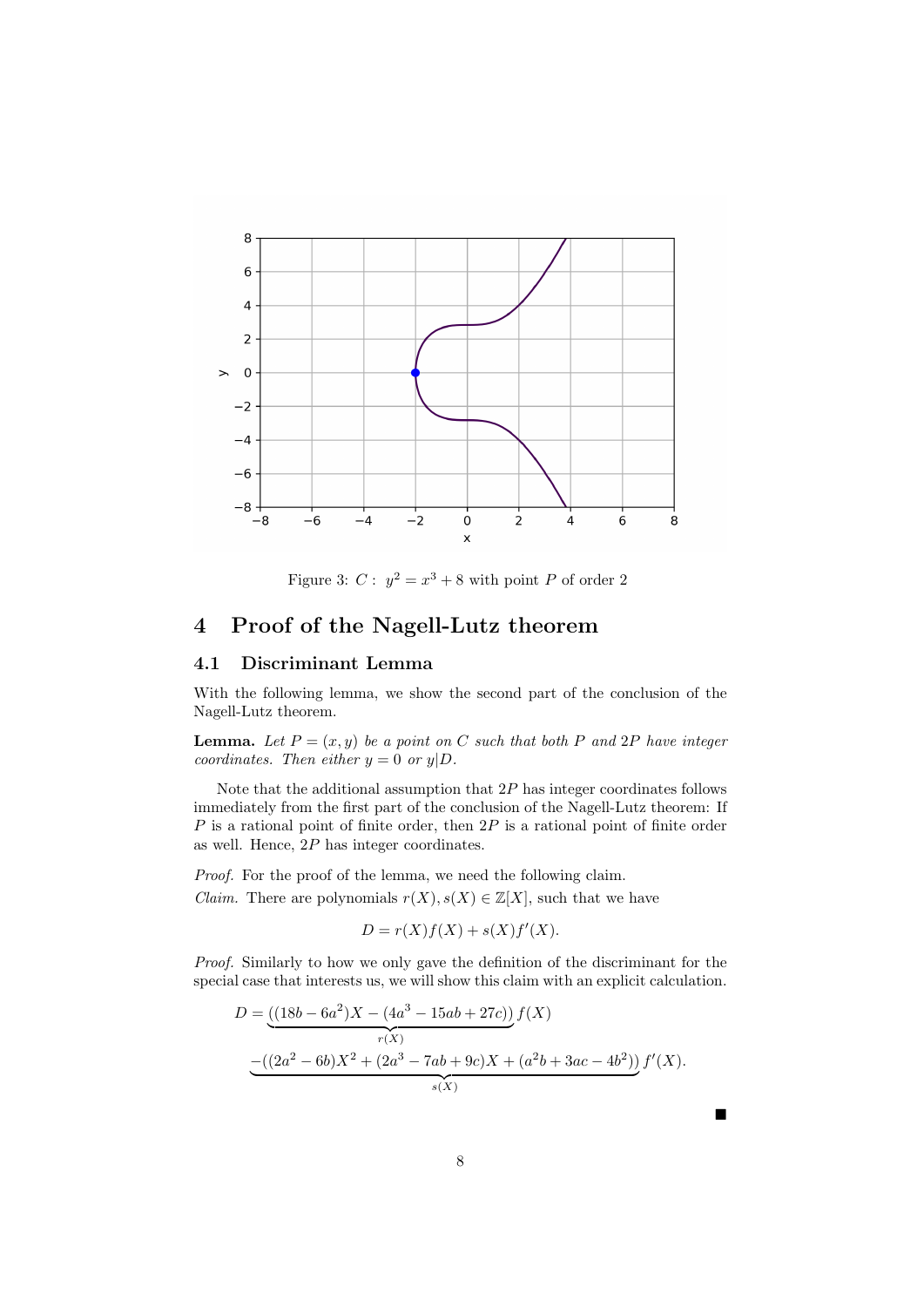Figure 3: $C: \ y^2 = x^3 + 8$ with point $P$ of order 2

# 4 Proof of the Nagell-Lutz theorem

## 4.1 Discriminant Lemma

With the following lemma, we show the second part of the conclusion of the Nagell-Lutz theorem.

**Lemma.** *Let $P = (x, y)$ be a point on $C$ such that both $P$ and $2P$ have integer coordinates. Then either $y = 0$ or $y|D$.*

Note that the additional assumption that $2P$ has integer coordinates follows immediately from the first part of the conclusion of the Nagell-Lutz theorem: If $P$ is a rational point of finite order, then $2P$ is a rational point of finite order as well. Hence, $2P$ has integer coordinates.

*Proof.* For the proof of the lemma, we need the following claim.

*Claim.* There are polynomials $r(X), s(X) \in \mathbb{Z}[X]$, such that we have

$$D = r(X)f(X) + s(X)f'(X).$$

*Proof.* Similarly to how we only gave the definition of the discriminant for the special case that interests us, we will show this claim with an explicit calculation.

$$D = \underbrace{((18b - 6a^2)X - (4a^3 - 15ab + 27c))}_{r(X)} f(X)$$
$$\underbrace{-((2a^2 - 6b)X^2 + (2a^3 - 7ab + 9c)X + (a^2b + 3ac - 4b^2))}_{s(X)} f'(X).$$

■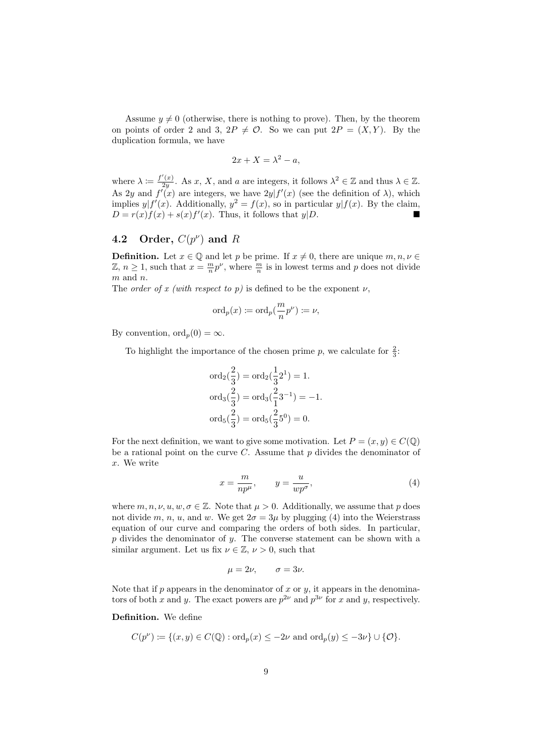Assume $y \neq 0$ (otherwise, there is nothing to prove). Then, by the theorem on points of order 2 and 3, $2P \neq \mathcal{O}$. So we can put $2P = (X, Y)$. By the duplication formula, we have

$$2x + X = \lambda^2 - a,$$

where $\lambda := \frac{f'(x)}{2y}$. As $x$, $X$, and $a$ are integers, it follows $\lambda^2 \in \mathbb{Z}$ and thus $\lambda \in \mathbb{Z}$. As $2y$ and $f'(x)$ are integers, we have $2y | f'(x)$ (see the definition of $\lambda$), which implies $y | f'(x)$. Additionally, $y^2 = f(x)$, so in particular $y | f(x)$. By the claim, $D = r(x)f(x) + s(x)f'(x)$. Thus, it follows that $y | D$. ■

## 4.2 Order, $C(p^\nu)$ and $R$

**Definition.** Let $x \in \mathbb{Q}$ and let $p$ be prime. If $x \neq 0$, there are unique $m, n, \nu \in \mathbb{Z}$, $n \geq 1$, such that $x = \frac{m}{n} p^\nu$, where $\frac{m}{n}$ is in lowest terms and $p$ does not divide $m$ and $n$.
The *order of $x$ (with respect to $p$)* is defined to be the exponent $\nu$,

$$\mathrm{ord}_p(x) := \mathrm{ord}_p(\frac{m}{n} p^\nu) := \nu,$$

By convention, $\mathrm{ord}_p(0) = \infty$.

To highlight the importance of the chosen prime $p$, we calculate for $\frac{2}{3}$:

$$\mathrm{ord}_2(\frac{2}{3}) = \mathrm{ord}_2(\frac{1}{3} 2^1) = 1.$$
$$\mathrm{ord}_3(\frac{2}{3}) = \mathrm{ord}_3(\frac{2}{1} 3^{-1}) = -1.$$
$$\mathrm{ord}_5(\frac{2}{3}) = \mathrm{ord}_5(\frac{2}{3} 5^0) = 0.$$

For the next definition, we want to give some motivation. Let $P = (x, y) \in C(\mathbb{Q})$ be a rational point on the curve $C$. Assume that $p$ divides the denominator of $x$. We write

$$x = \frac{m}{np^\mu}, \qquad y = \frac{u}{wp^\sigma}, \tag{4}$$

where $m, n, \nu, u, w, \sigma \in \mathbb{Z}$. Note that $\mu > 0$. Additionally, we assume that $p$ does not divide $m$, $n$, $u$, and $w$. We get $2\sigma = 3\mu$ by plugging (4) into the Weierstrass equation of our curve and comparing the orders of both sides. In particular, $p$ divides the denominator of $y$. The converse statement can be shown with a similar argument. Let us fix $\nu \in \mathbb{Z}$, $\nu > 0$, such that

$$\mu = 2\nu, \qquad \sigma = 3\nu.$$

Note that if $p$ appears in the denominator of $x$ or $y$, it appears in the denominators of both $x$ and $y$. The exact powers are $p^{2\nu}$ and $p^{3\nu}$ for $x$ and $y$, respectively.

**Definition.** We define

$$C(p^\nu) := \{(x, y) \in C(\mathbb{Q}) : \mathrm{ord}_p(x) \leq -2\nu \text{ and } \mathrm{ord}_p(y) \leq -3\nu\} \cup \{\mathcal{O}\}.$$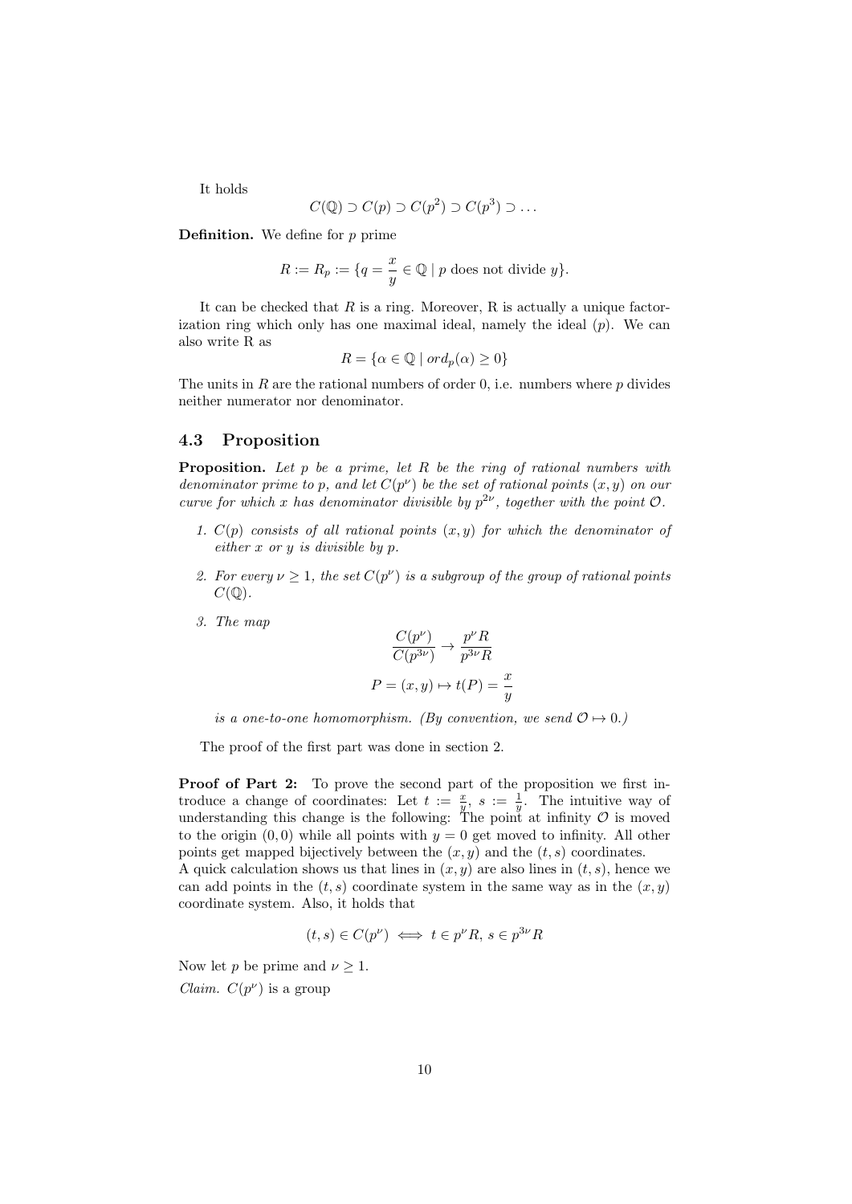It holds

$$C(\mathbb{Q}) \supset C(p) \supset C(p^2) \supset C(p^3) \supset \dots$$

**Definition.** We define for $p$ prime

$$R := R_p := \{q = \frac{x}{y} \in \mathbb{Q} \mid p \text{ does not divide } y\}.$$

It can be checked that $R$ is a ring. Moreover, R is actually a unique factorization ring which only has one maximal ideal, namely the ideal $(p)$. We can also write R as

$$R = \{\alpha \in \mathbb{Q} \mid ord_p(\alpha) \geq 0\}$$

The units in $R$ are the rational numbers of order 0, i.e. numbers where $p$ divides neither numerator nor denominator.

### 4.3 Proposition

**Proposition.** *Let $p$ be a prime, let $R$ be the ring of rational numbers with denominator prime to p, and let $C(p^\nu)$ be the set of rational points $(x, y)$ on our curve for which $x$ has denominator divisible by $p^{2\nu}$, together with the point $\mathcal{O}$.*

1. *$C(p)$ consists of all rational points $(x, y)$ for which the denominator of either $x$ or $y$ is divisible by $p$.*
2. *For every $\nu \geq 1$, the set $C(p^\nu)$ is a subgroup of the group of rational points $C(\mathbb{Q})$.*
3. *The map*

$$\frac{C(p^\nu)}{C(p^{3\nu})} \to \frac{p^\nu R}{p^{3\nu} R}$$

$$P = (x, y) \mapsto t(P) = \frac{x}{y}$$

*is a one-to-one homomorphism. (By convention, we send $\mathcal{O} \mapsto 0$.)*

The proof of the first part was done in section 2.

**Proof of Part 2:** To prove the second part of the proposition we first introduce a change of coordinates: Let $t := \frac{x}{y}$, $s := \frac{1}{y}$. The intuitive way of understanding this change is the following: The point at infinity $\mathcal{O}$ is moved to the origin $(0, 0)$ while all points with $y = 0$ get moved to infinity. All other points get mapped bijectively between the $(x, y)$ and the $(t, s)$ coordinates.
A quick calculation shows us that lines in $(x, y)$ are also lines in $(t, s)$, hence we can add points in the $(t, s)$ coordinate system in the same way as in the $(x, y)$ coordinate system. Also, it holds that

$$(t, s) \in C(p^\nu) \iff t \in p^\nu R, \, s \in p^{3\nu} R$$

Now let $p$ be prime and $\nu \geq 1$.
*Claim.* $C(p^\nu)$ is a group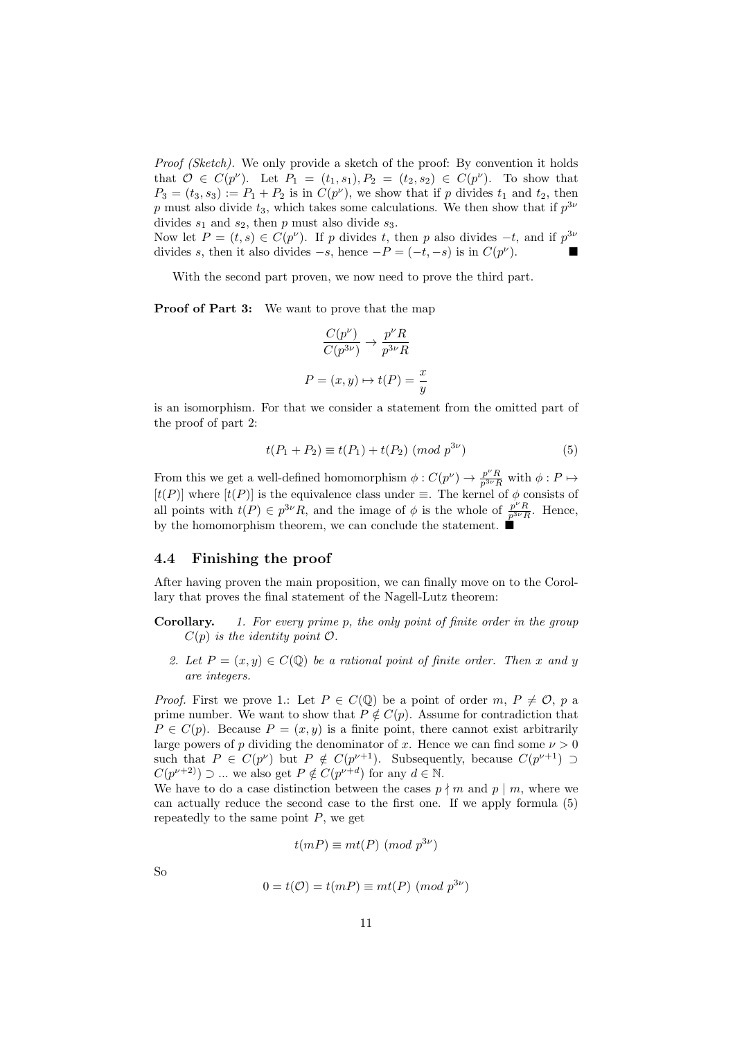*Proof (Sketch).* We only provide a sketch of the proof: By convention it holds that $\mathcal{O} \in C(p^\nu)$. Let $P_1 = (t_1, s_1), P_2 = (t_2, s_2) \in C(p^\nu)$. To show that $P_3 = (t_3, s_3) := P_1 + P_2$ is in $C(p^\nu)$, we show that if $p$ divides $t_1$ and $t_2$, then $p$ must also divide $t_3$, which takes some calculations. We then show that if $p^{3\nu}$ divides $s_1$ and $s_2$, then $p$ must also divide $s_3$.
Now let $P = (t, s) \in C(p^\nu)$. If $p$ divides $t$, then $p$ also divides $-t$, and if $p^{3\nu}$ divides $s$, then it also divides $-s$, hence $-P = (-t, -s)$ is in $C(p^\nu)$. ∎

With the second part proven, we now need to prove the third part.

**Proof of Part 3:** We want to prove that the map

$$\frac{C(p^\nu)}{C(p^{3\nu})} \to \frac{p^\nu R}{p^{3\nu} R}$$

$$P = (x, y) \mapsto t(P) = \frac{x}{y}$$

is an isomorphism. For that we consider a statement from the omitted part of the proof of part 2:

$$t(P_1 + P_2) \equiv t(P_1) + t(P_2) \ (mod\ p^{3\nu}) \tag{5}$$

From this we get a well-defined homomorphism $\phi : C(p^\nu) \to \frac{p^\nu R}{p^{3\nu} R}$ with $\phi : P \mapsto [t(P)]$ where $[t(P)]$ is the equivalence class under $\equiv$. The kernel of $\phi$ consists of all points with $t(P) \in p^{3\nu} R$, and the image of $\phi$ is the whole of $\frac{p^\nu R}{p^{3\nu} R}$. Hence, by the homomorphism theorem, we can conclude the statement. ∎

## 4.4 Finishing the proof

After having proven the main proposition, we can finally move on to the Corollary that proves the final statement of the Nagell-Lutz theorem:

**Corollary.**

1. *For every prime $p$, the only point of finite order in the group $C(p)$ is the identity point $\mathcal{O}$.*
2. *Let $P = (x, y) \in C(\mathbb{Q})$ be a rational point of finite order. Then $x$ and $y$ are integers.*

*Proof.* First we prove 1.: Let $P \in C(\mathbb{Q})$ be a point of order $m$, $P \neq \mathcal{O}$, $p$ a prime number. We want to show that $P \notin C(p)$. Assume for contradiction that $P \in C(p)$. Because $P = (x, y)$ is a finite point, there cannot exist arbitrarily large powers of $p$ dividing the denominator of $x$. Hence we can find some $\nu > 0$ such that $P \in C(p^\nu)$ but $P \notin C(p^{\nu+1})$. Subsequently, because $C(p^{\nu+1}) \supset C(p^{\nu+2}) \supset \dots$ we also get $P \notin C(p^{\nu+d})$ for any $d \in \mathbb{N}$.
We have to do a case distinction between the cases $p \nmid m$ and $p \mid m$, where we can actually reduce the second case to the first one. If we apply formula (5) repeatedly to the same point $P$, we get

$$t(mP) \equiv mt(P) \ (mod\ p^{3\nu})$$

So

$$0 = t(\mathcal{O}) = t(mP) \equiv mt(P) \ (mod\ p^{3\nu})$$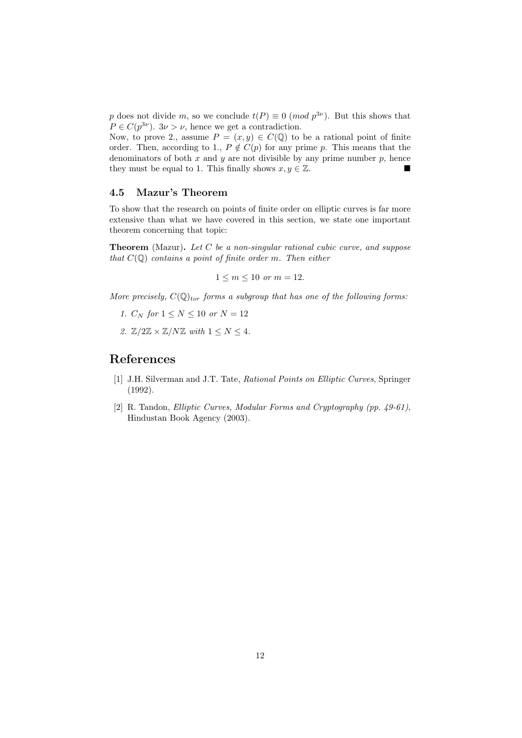$p$ does not divide $m$, so we conclude $t(P) \equiv 0 \ (mod\ p^{3\nu})$. But this shows that $P \in C(p^{3\nu})$. $3\nu > \nu$, hence we get a contradiction.
Now, to prove 2., assume $P = (x, y) \in C(\mathbb{Q})$ to be a rational point of finite order. Then, according to 1., $P \notin C(p)$ for any prime $p$. This means that the denominators of both $x$ and $y$ are not divisible by any prime number $p$, hence they must be equal to 1. This finally shows $x, y \in \mathbb{Z}$. ■

### 4.5 Mazur's Theorem

To show that the research on points of finite order on elliptic curves is far more extensive than what we have covered in this section, we state one important theorem concerning that topic:

**Theorem** (Mazur)**.** *Let $C$ be a non-singular rational cubic curve, and suppose that $C(\mathbb{Q})$ contains a point of finite order $m$. Then either*

$$1 \leq m \leq 10 \text{ or } m = 12.$$

*More precisely, $C(\mathbb{Q})_{tor}$ forms a subgroup that has one of the following forms:*

1. *$C_N$ for $1 \leq N \leq 10$ or $N = 12$*
2. *$\mathbb{Z}/2\mathbb{Z} \times \mathbb{Z}/N\mathbb{Z}$ with $1 \leq N \leq 4$.*

## References

[1] J.H. Silverman and J.T. Tate, *Rational Points on Elliptic Curves*, Springer (1992).

[2] R. Tandon, *Elliptic Curves, Modular Forms and Cryptography (pp. 49-61)*, Hindustan Book Agency (2003).